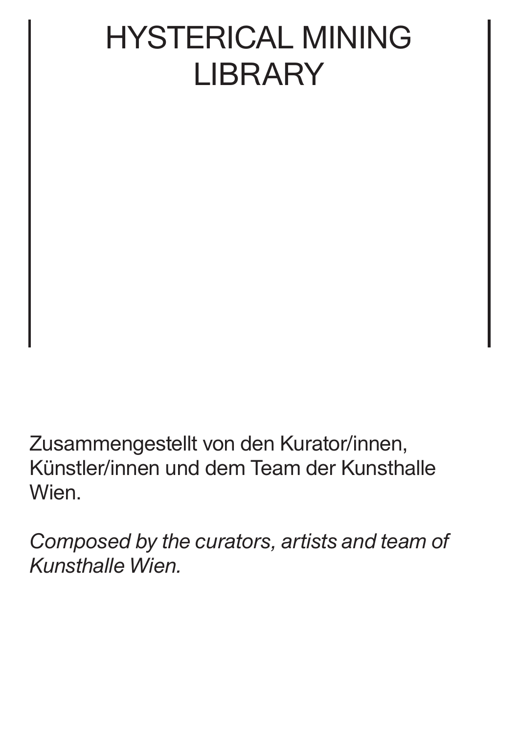# HYSTERICAL MINING LIBRARY

Zusammengestellt von den Kurator/innen, Künstler/innen und dem Team der Kunsthalle Wien.

*Composed by the curators, artists and team of Kunsthalle Wien.*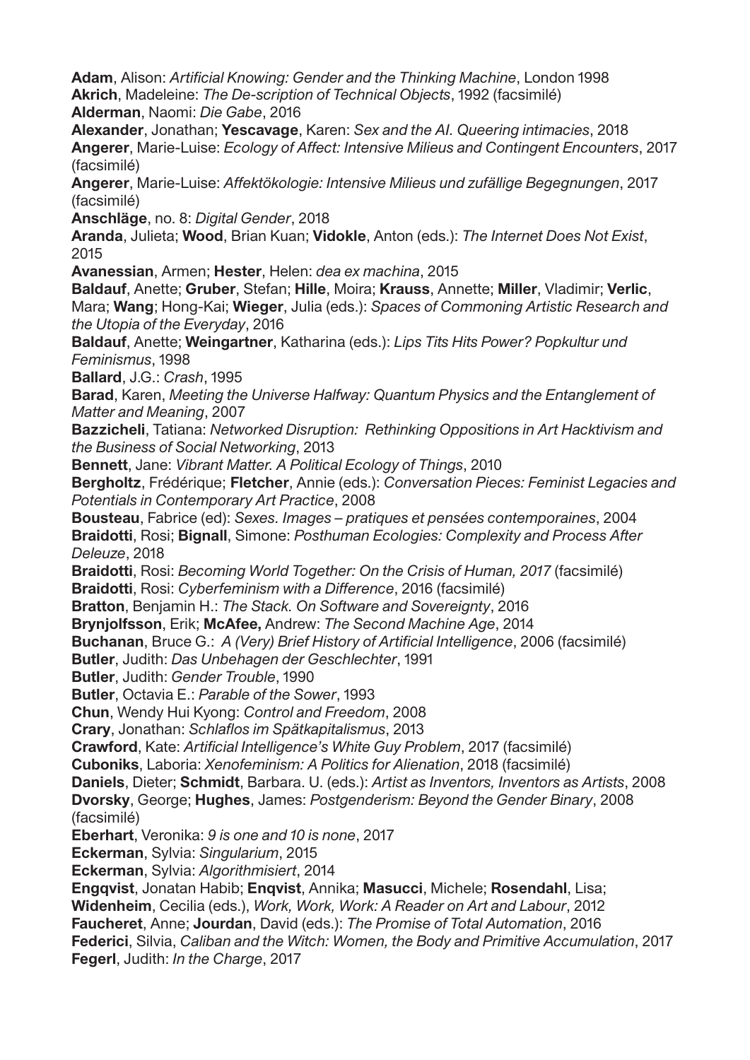**Adam**, Alison: *Artificial Knowing: Gender and the Thinking Machine*, London 1998
**Akrich**, Madeleine: *The De-scription of Technical Objects*, 1992 (facsimilé)
**Alderman**, Naomi: *Die Gabe*, 2016
**Alexander**, Jonathan; **Yescavage**, Karen: *Sex and the AI. Queering intimacies*, 2018
**Angerer**, Marie-Luise: *Ecology of Affect: Intensive Milieus and Contingent Encounters*, 2017 (facsimilé)
**Angerer**, Marie-Luise: *Affektökologie: Intensive Milieus und zufällige Begegnungen*, 2017 (facsimilé)
**Anschläge**, no. 8: *Digital Gender*, 2018
**Aranda**, Julieta; **Wood**, Brian Kuan; **Vidokle**, Anton (eds.): *The Internet Does Not Exist*, 2015
**Avanessian**, Armen; **Hester**, Helen: *dea ex machina*, 2015
**Baldauf**, Anette; **Gruber**, Stefan; **Hille**, Moira; **Krauss**, Annette; **Miller**, Vladimir; **Verlic**, Mara; **Wang**; Hong-Kai; **Wieger**, Julia (eds.): *Spaces of Commoning Artistic Research and the Utopia of the Everyday*, 2016
**Baldauf**, Anette; **Weingartner**, Katharina (eds.): *Lips Tits Hits Power? Popkultur und Feminismus*, 1998
**Ballard**, J.G.: *Crash*, 1995
**Barad**, Karen, *Meeting the Universe Halfway: Quantum Physics and the Entanglement of Matter and Meaning*, 2007
**Bazzicheli**, Tatiana: *Networked Disruption: Rethinking Oppositions in Art Hacktivism and the Business of Social Networking*, 2013
**Bennett**, Jane: *Vibrant Matter. A Political Ecology of Things*, 2010
**Bergholtz**, Frédérique; **Fletcher**, Annie (eds.): *Conversation Pieces: Feminist Legacies and Potentials in Contemporary Art Practice*, 2008
**Bousteau**, Fabrice (ed): *Sexes. Images – pratiques et pensées contemporaines*, 2004
**Braidotti**, Rosi; **Bignall**, Simone: *Posthuman Ecologies: Complexity and Process After Deleuze*, 2018
**Braidotti**, Rosi: *Becoming World Together: On the Crisis of Human, 2017* (facsimilé)
**Braidotti**, Rosi: *Cyberfeminism with a Difference*, 2016 (facsimilé)
**Bratton**, Benjamin H.: *The Stack. On Software and Sovereignty*, 2016
**Brynjolfsson**, Erik; **McAfee,** Andrew: *The Second Machine Age*, 2014
**Buchanan**, Bruce G.: *A (Very) Brief History of Artificial Intelligence*, 2006 (facsimilé)
**Butler**, Judith: *Das Unbehagen der Geschlechter*, 1991
**Butler**, Judith: *Gender Trouble*, 1990
**Butler**, Octavia E.: *Parable of the Sower*, 1993
**Chun**, Wendy Hui Kyong: *Control and Freedom*, 2008
**Crary**, Jonathan: *Schlaflos im Spätkapitalismus*, 2013
**Crawford**, Kate: *Artificial Intelligence's White Guy Problem*, 2017 (facsimilé)
**Cuboniks**, Laboria: *Xenofeminism: A Politics for Alienation*, 2018 (facsimilé)
**Daniels**, Dieter; **Schmidt**, Barbara. U. (eds.): *Artist as Inventors, Inventors as Artists*, 2008
**Dvorsky**, George; **Hughes**, James: *Postgenderism: Beyond the Gender Binary*, 2008 (facsimilé)
**Eberhart**, Veronika: *9 is one and 10 is none*, 2017
**Eckerman**, Sylvia: *Singularium*, 2015
**Eckerman**, Sylvia: *Algorithmisiert*, 2014
**Engqvist**, Jonatan Habib; **Enqvist**, Annika; **Masucci**, Michele; **Rosendahl**, Lisa; **Widenheim**, Cecilia (eds.), *Work, Work, Work: A Reader on Art and Labour*, 2012
**Faucheret**, Anne; **Jourdan**, David (eds.): *The Promise of Total Automation*, 2016
**Federici**, Silvia, *Caliban and the Witch: Women, the Body and Primitive Accumulation*, 2017
**Fegerl**, Judith: *In the Charge*, 2017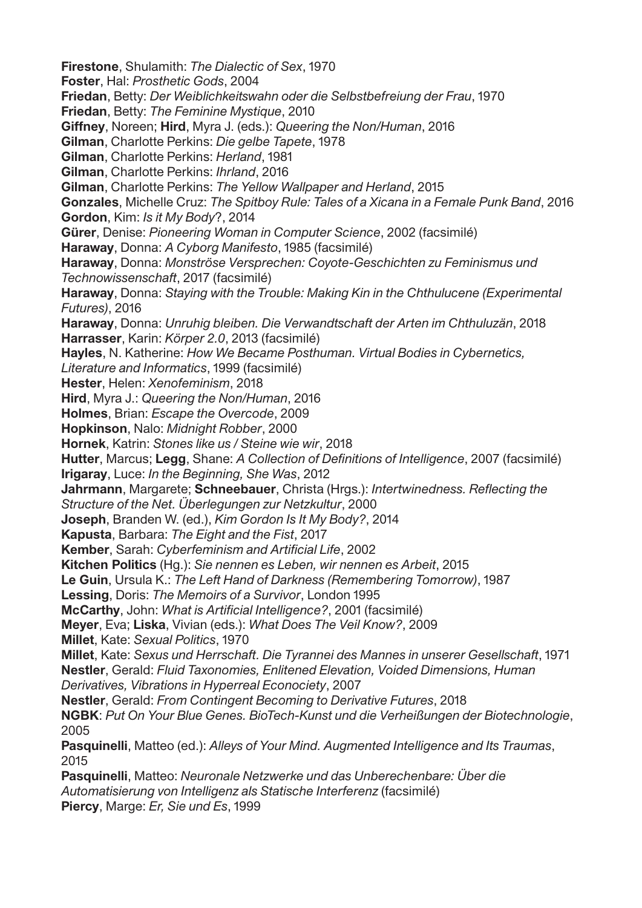**Firestone**, Shulamith: *The Dialectic of Sex*, 1970
**Foster**, Hal: *Prosthetic Gods*, 2004
**Friedan**, Betty: *Der Weiblichkeitswahn oder die Selbstbefreiung der Frau*, 1970
**Friedan**, Betty: *The Feminine Mystique*, 2010
**Giffney**, Noreen; **Hird**, Myra J. (eds.): *Queering the Non/Human*, 2016
**Gilman**, Charlotte Perkins: *Die gelbe Tapete*, 1978
**Gilman**, Charlotte Perkins: *Herland*, 1981
**Gilman**, Charlotte Perkins: *Ihrland*, 2016
**Gilman**, Charlotte Perkins: *The Yellow Wallpaper and Herland*, 2015
**Gonzales**, Michelle Cruz: *The Spitboy Rule: Tales of a Xicana in a Female Punk Band*, 2016
**Gordon**, Kim: *Is it My Body*?, 2014
**Gürer**, Denise: *Pioneering Woman in Computer Science*, 2002 (facsimilé)
**Haraway**, Donna: *A Cyborg Manifesto*, 1985 (facsimilé)
**Haraway**, Donna: *Monströse Versprechen: Coyote-Geschichten zu Feminismus und Technowissenschaft*, 2017 (facsimilé)
**Haraway**, Donna: *Staying with the Trouble: Making Kin in the Chthulucene (Experimental Futures)*, 2016
**Haraway**, Donna: *Unruhig bleiben. Die Verwandtschaft der Arten im Chthuluzän*, 2018
**Harrasser**, Karin: *Körper 2.0*, 2013 (facsimilé)
**Hayles**, N. Katherine: *How We Became Posthuman. Virtual Bodies in Cybernetics, Literature and Informatics*, 1999 (facsimilé)
**Hester**, Helen: *Xenofeminism*, 2018
**Hird**, Myra J.: *Queering the Non/Human*, 2016
**Holmes**, Brian: *Escape the Overcode*, 2009
**Hopkinson**, Nalo: *Midnight Robber*, 2000
**Hornek**, Katrin: *Stones like us / Steine wie wir*, 2018
**Hutter**, Marcus; **Legg**, Shane: *A Collection of Definitions of Intelligence*, 2007 (facsimilé)
**Irigaray**, Luce: *In the Beginning, She Was*, 2012
**Jahrmann**, Margarete; **Schneebauer**, Christa (Hrgs.): *Intertwinedness. Reflecting the Structure of the Net. Überlegungen zur Netzkultur*, 2000
**Joseph**, Branden W. (ed.), *Kim Gordon Is It My Body?*, 2014
**Kapusta**, Barbara: *The Eight and the Fist*, 2017
**Kember**, Sarah: *Cyberfeminism and Artificial Life*, 2002
**Kitchen Politics** (Hg.): *Sie nennen es Leben, wir nennen es Arbeit*, 2015
**Le Guin**, Ursula K.: *The Left Hand of Darkness (Remembering Tomorrow)*, 1987
**Lessing**, Doris: *The Memoirs of a Survivor*, London 1995
**McCarthy**, John: *What is Artificial Intelligence?*, 2001 (facsimilé)
**Meyer**, Eva; **Liska**, Vivian (eds.): *What Does The Veil Know?*, 2009
**Millet**, Kate: *Sexual Politics*, 1970
**Millet**, Kate: *Sexus und Herrschaft. Die Tyrannei des Mannes in unserer Gesellschaft*, 1971
**Nestler**, Gerald: *Fluid Taxonomies, Enlitened Elevation, Voided Dimensions, Human Derivatives, Vibrations in Hyperreal Econociety*, 2007
**Nestler**, Gerald: *From Contingent Becoming to Derivative Futures*, 2018
**NGBK**: *Put On Your Blue Genes. BioTech-Kunst und die Verheißungen der Biotechnologie*, 2005
**Pasquinelli**, Matteo (ed.): *Alleys of Your Mind. Augmented Intelligence and Its Traumas*, 2015
**Pasquinelli**, Matteo: *Neuronale Netzwerke und das Unberechenbare: Über die Automatisierung von Intelligenz als Statische Interferenz* (facsimilé)
**Piercy**, Marge: *Er, Sie und Es*, 1999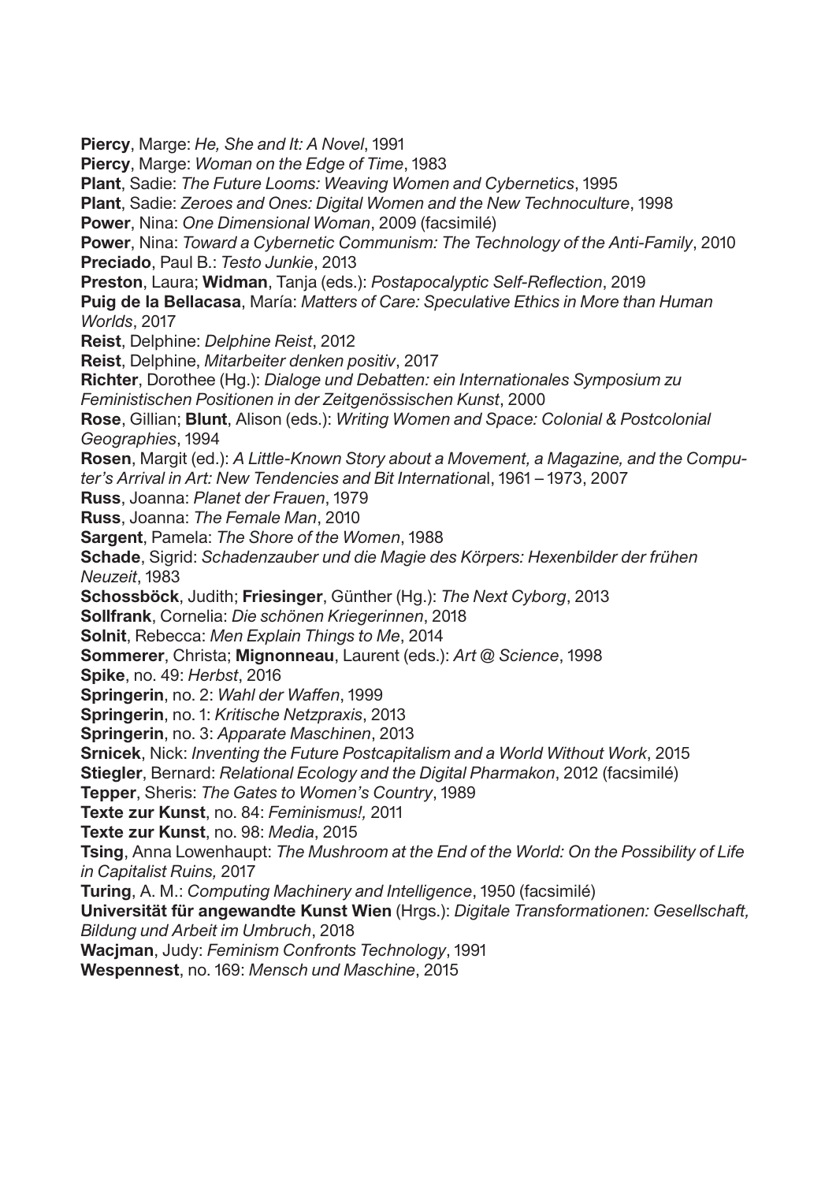**Piercy**, Marge: *He, She and It: A Novel*, 1991
**Piercy**, Marge: *Woman on the Edge of Time*, 1983
**Plant**, Sadie: *The Future Looms: Weaving Women and Cybernetics*, 1995
**Plant**, Sadie: *Zeroes and Ones: Digital Women and the New Technoculture*, 1998
**Power**, Nina: *One Dimensional Woman*, 2009 (facsimilé)
**Power**, Nina: *Toward a Cybernetic Communism: The Technology of the Anti-Family*, 2010
**Preciado**, Paul B.: *Testo Junkie*, 2013
**Preston**, Laura; **Widman**, Tanja (eds.): *Postapocalyptic Self-Reflection*, 2019
**Puig de la Bellacasa**, María: *Matters of Care: Speculative Ethics in More than Human Worlds*, 2017
**Reist**, Delphine: *Delphine Reist*, 2012
**Reist**, Delphine, *Mitarbeiter denken positiv*, 2017
**Richter**, Dorothee (Hg.): *Dialoge und Debatten: ein Internationales Symposium zu Feministischen Positionen in der Zeitgenössischen Kunst*, 2000
**Rose**, Gillian; **Blunt**, Alison (eds.): *Writing Women and Space: Colonial & Postcolonial Geographies*, 1994
**Rosen**, Margit (ed.): *A Little-Known Story about a Movement, a Magazine, and the Computer's Arrival in Art: New Tendencies and Bit Internationa*l, 1961 – 1973, 2007
**Russ**, Joanna: *Planet der Frauen*, 1979
**Russ**, Joanna: *The Female Man*, 2010
**Sargent**, Pamela: *The Shore of the Women*, 1988
**Schade**, Sigrid: *Schadenzauber und die Magie des Körpers: Hexenbilder der frühen Neuzeit*, 1983
**Schossböck**, Judith; **Friesinger**, Günther (Hg.): *The Next Cyborg*, 2013
**Sollfrank**, Cornelia: *Die schönen Kriegerinnen*, 2018
**Solnit**, Rebecca: *Men Explain Things to Me*, 2014
**Sommerer**, Christa; **Mignonneau**, Laurent (eds.): *Art @ Science*, 1998
**Spike**, no. 49: *Herbst*, 2016
**Springerin**, no. 2: *Wahl der Waffen*, 1999
**Springerin**, no. 1: *Kritische Netzpraxis*, 2013
**Springerin**, no. 3: *Apparate Maschinen*, 2013
**Srnicek**, Nick: *Inventing the Future Postcapitalism and a World Without Work*, 2015
**Stiegler**, Bernard: *Relational Ecology and the Digital Pharmakon*, 2012 (facsimilé)
**Tepper**, Sheris: *The Gates to Women's Country*, 1989
**Texte zur Kunst**, no. 84: *Feminismus!,* 2011
**Texte zur Kunst**, no. 98: *Media*, 2015
**Tsing**, Anna Lowenhaupt: *The Mushroom at the End of the World: On the Possibility of Life in Capitalist Ruins,* 2017
**Turing**, A. M.: *Computing Machinery and Intelligence*, 1950 (facsimilé)
**Universität für angewandte Kunst Wien** (Hrgs.): *Digitale Transformationen: Gesellschaft, Bildung und Arbeit im Umbruch*, 2018
**Wacjman**, Judy: *Feminism Confronts Technology*, 1991
**Wespennest**, no. 169: *Mensch und Maschine*, 2015